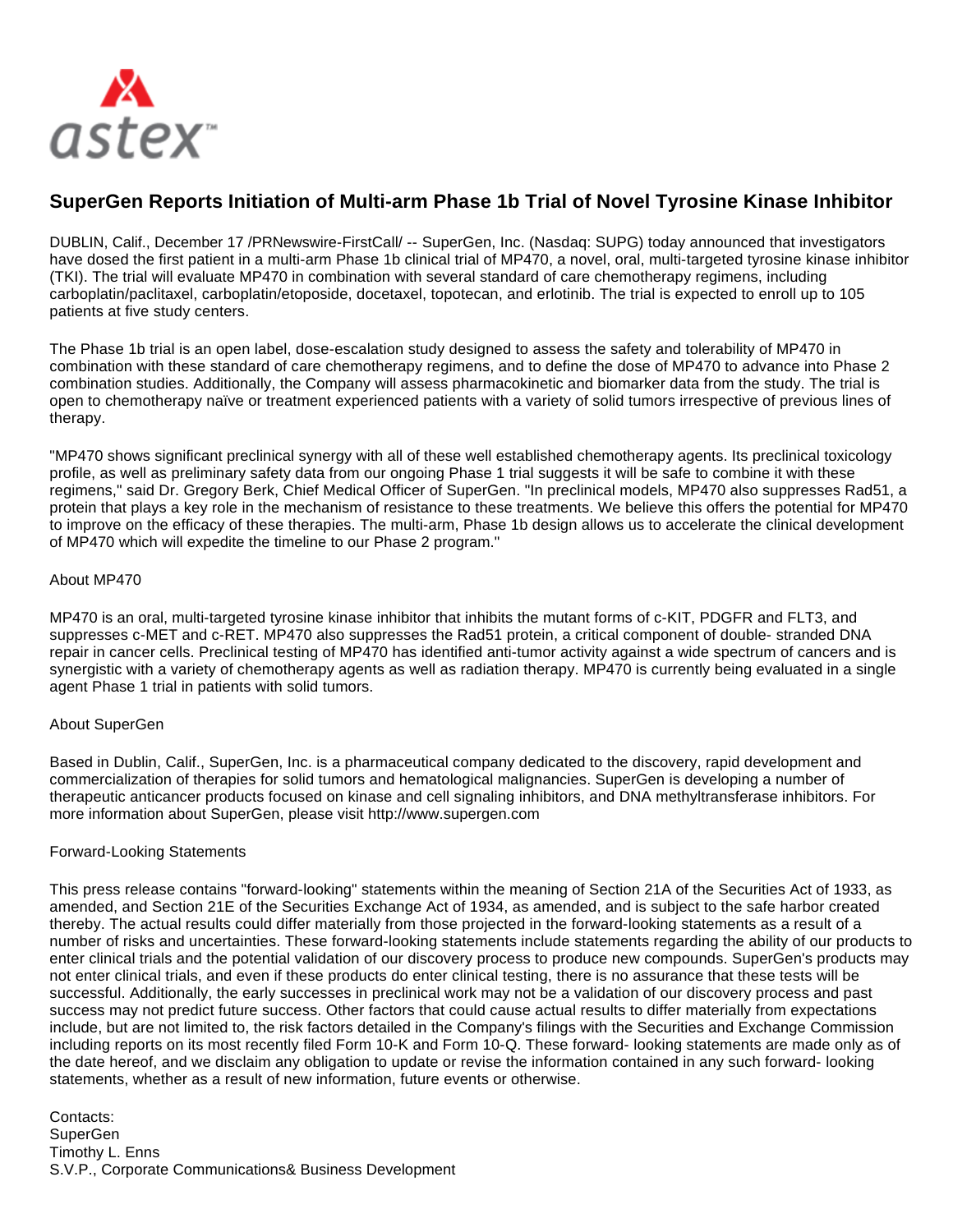# SuperGen Reports Initiation of Multi-arm Phase 1b Trial of Novel Tyrosine Kinase Inhibitor

DUBLIN, Calif., December 17 /PRNewswire-FirstCall/ -- SuperGen, Inc. (Nasdaq: SUPG) today announced that investigators have dosed the first patient in a multi-arm Phase 1b clinical trial of MP470, a novel, oral, multi-targeted tyrosine kinase inhibitor (TKI). The trial will evaluate MP470 in combination with several standard of care chemotherapy regimens, including carboplatin/paclitaxel, carboplatin/etoposide, docetaxel, topotecan, and erlotinib. The trial is expected to enroll up to 105 patients at five study centers.

The Phase 1b trial is an open label, dose-escalation study designed to assess the safety and tolerability of MP470 in combination with these standard of care chemotherapy regimens, and to define the dose of MP470 to advance into Phase 2 combination studies. Additionally, the Company will assess pharmacokinetic and biomarker data from the study. The trial is open to chemotherapy naïve or treatment experienced patients with a variety of solid tumors irrespective of previous lines of therapy.

"MP470 shows significant preclinical synergy with all of these well established chemotherapy agents. Its preclinical toxicology profile, as well as preliminary safety data from our ongoing Phase 1 trial suggests it will be safe to combine it with these regimens," said Dr. Gregory Berk, Chief Medical Officer of SuperGen. "In preclinical models, MP470 also suppresses Rad51, a protein that plays a key role in the mechanism of resistance to these treatments. We believe this offers the potential for MP470 to improve on the efficacy of these therapies. The multi-arm, Phase 1b design allows us to accelerate the clinical development of MP470 which will expedite the timeline to our Phase 2 program."

About MP470

MP470 is an oral, multi-targeted tyrosine kinase inhibitor that inhibits the mutant forms of c-KIT, PDGFR and FLT3, and suppresses c-MET and c-RET. MP470 also suppresses the Rad51 protein, a critical component of double- stranded DNA repair in cancer cells. Preclinical testing of MP470 has identified anti-tumor activity against a wide spectrum of cancers and is synergistic with a variety of chemotherapy agents as well as radiation therapy. MP470 is currently being evaluated in a single agent Phase 1 trial in patients with solid tumors.

About SuperGen

Based in Dublin, Calif., SuperGen, Inc. is a pharmaceutical company dedicated to the discovery, rapid development and commercialization of therapies for solid tumors and hematological malignancies. SuperGen is developing a number of therapeutic anticancer products focused on kinase and cell signaling inhibitors, and DNA methyltransferase inhibitors. For more information about SuperGen, please visit http://www.supergen.com

Forward-Looking Statements

This press release contains "forward-looking" statements within the meaning of Section 21A of the Securities Act of 1933, as amended, and Section 21E of the Securities Exchange Act of 1934, as amended, and is subject to the safe harbor created thereby. The actual results could differ materially from those projected in the forward-looking statements as a result of a number of risks and uncertainties. These forward-looking statements include statements regarding the ability of our products to enter clinical trials and the potential validation of our discovery process to produce new compounds. SuperGen's products may not enter clinical trials, and even if these products do enter clinical testing, there is no assurance that these tests will be successful. Additionally, the early successes in preclinical work may not be a validation of our discovery process and past success may not predict future success. Other factors that could cause actual results to differ materially from expectations include, but are not limited to, the risk factors detailed in the Company's filings with the Securities and Exchange Commission including reports on its most recently filed Form 10-K and Form 10-Q. These forward- looking statements are made only as of the date hereof, and we disclaim any obligation to update or revise the information contained in any such forward- looking statements, whether as a result of new information, future events or otherwise.

Contacts:
SuperGen
Timothy L. Enns
S.V.P., Corporate Communications& Business Development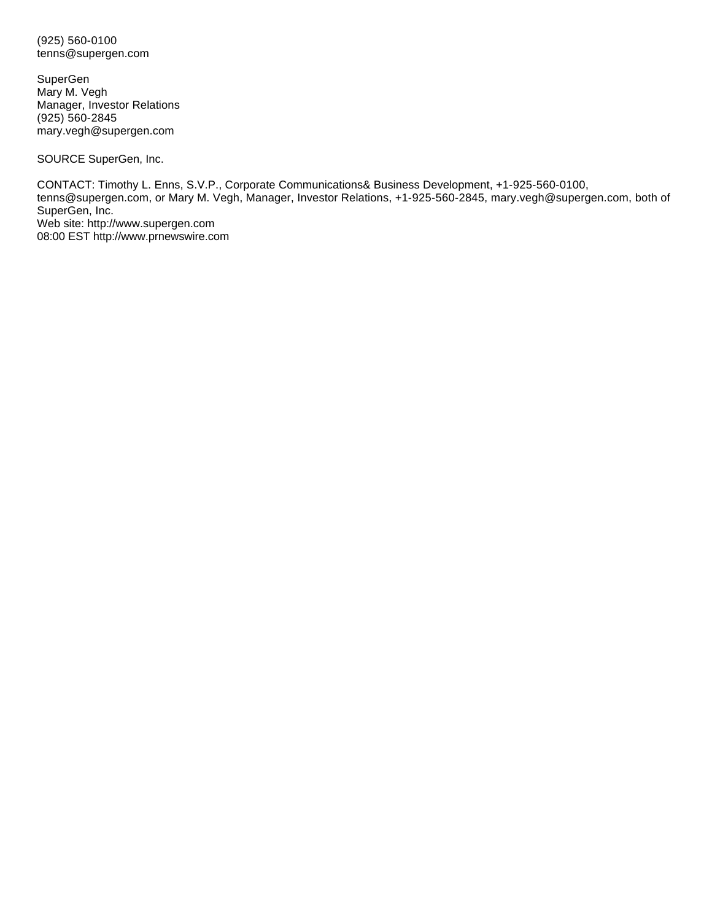(925) 560-0100
tenns@supergen.com

SuperGen
Mary M. Vegh
Manager, Investor Relations
(925) 560-2845
mary.vegh@supergen.com

SOURCE SuperGen, Inc.

CONTACT: Timothy L. Enns, S.V.P., Corporate Communications& Business Development, +1-925-560-0100, tenns@supergen.com, or Mary M. Vegh, Manager, Investor Relations, +1-925-560-2845, mary.vegh@supergen.com, both of SuperGen, Inc.
Web site: http://www.supergen.com
08:00 EST http://www.prnewswire.com